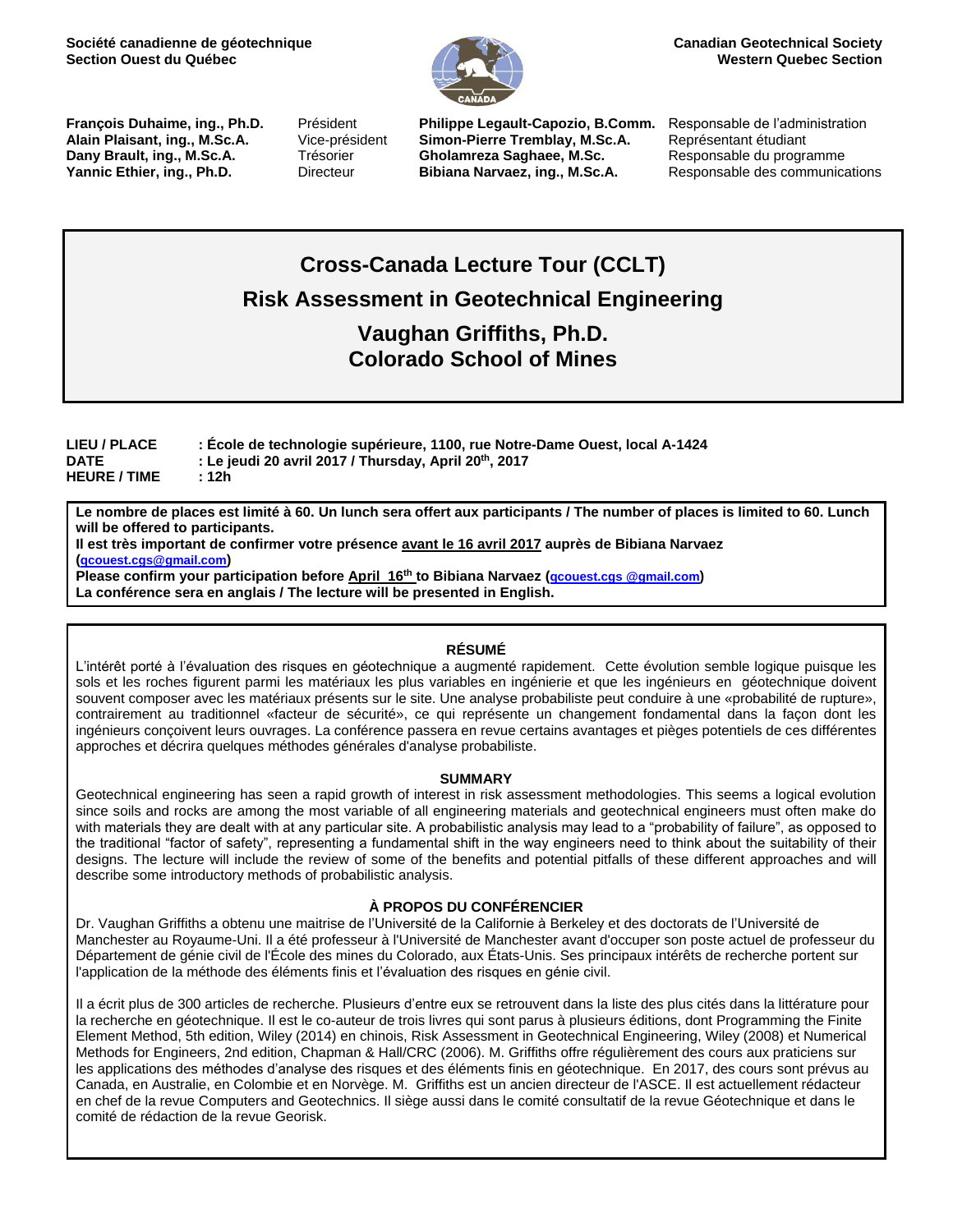**Société canadienne de géotechnique**
**Section Ouest du Québec**

**Canadian Geotechnical Society**
**Western Quebec Section**

| | | | |
|---|---|---|---|
| **François Duhaime, ing., Ph.D.** | Président | **Philippe Legault-Capozio, B.Comm.** | Responsable de l'administration |
| **Alain Plaisant, ing., M.Sc.A.** | Vice-président | **Simon-Pierre Tremblay, M.Sc.A.** | Représentant étudiant |
| **Dany Brault, ing., M.Sc.A.** | Trésorier | **Gholamreza Saghaee, M.Sc.** | Responsable du programme |
| **Yannic Ethier, ing., Ph.D.** | Directeur | **Bibiana Narvaez, ing., M.Sc.A.** | Responsable des communications |

# Cross-Canada Lecture Tour (CCLT)

## Risk Assessment in Geotechnical Engineering

## Vaughan Griffiths, Ph.D.
## Colorado School of Mines

**LIEU / PLACE** : **École de technologie supérieure, 1100, rue Notre-Dame Ouest, local A-1424**
**DATE** : **Le jeudi 20 avril 2017 / Thursday, April 20th, 2017**
**HEURE / TIME** : **12h**

**Le nombre de places est limité à 60. Un lunch sera offert aux participants / The number of places is limited to 60. Lunch will be offered to participants.**
**Il est très important de confirmer votre présence avant le 16 avril 2017 auprès de Bibiana Narvaez (qcouest.cgs@gmail.com)**
**Please confirm your participation before April 16th to Bibiana Narvaez (qcouest.cgs @gmail.com)**
**La conférence sera en anglais / The lecture will be presented in English.**

### RÉSUMÉ

L'intérêt porté à l'évaluation des risques en géotechnique a augmenté rapidement. Cette évolution semble logique puisque les sols et les roches figurent parmi les matériaux les plus variables en ingénierie et que les ingénieurs en géotechnique doivent souvent composer avec les matériaux présents sur le site. Une analyse probabiliste peut conduire à une «probabilité de rupture», contrairement au traditionnel «facteur de sécurité», ce qui représente un changement fondamental dans la façon dont les ingénieurs conçoivent leurs ouvrages. La conférence passera en revue certains avantages et pièges potentiels de ces différentes approches et décrira quelques méthodes générales d'analyse probabiliste.

### SUMMARY

Geotechnical engineering has seen a rapid growth of interest in risk assessment methodologies. This seems a logical evolution since soils and rocks are among the most variable of all engineering materials and geotechnical engineers must often make do with materials they are dealt with at any particular site. A probabilistic analysis may lead to a "probability of failure", as opposed to the traditional "factor of safety", representing a fundamental shift in the way engineers need to think about the suitability of their designs. The lecture will include the review of some of the benefits and potential pitfalls of these different approaches and will describe some introductory methods of probabilistic analysis.

### À PROPOS DU CONFÉRENCIER

Dr. Vaughan Griffiths a obtenu une maitrise de l'Université de la Californie à Berkeley et des doctorats de l'Université de Manchester au Royaume-Uni. Il a été professeur à l'Université de Manchester avant d'occuper son poste actuel de professeur du Département de génie civil de l'École des mines du Colorado, aux États-Unis. Ses principaux intérêts de recherche portent sur l'application de la méthode des éléments finis et l'évaluation des risques en génie civil.

Il a écrit plus de 300 articles de recherche. Plusieurs d'entre eux se retrouvent dans la liste des plus cités dans la littérature pour la recherche en géotechnique. Il est le co-auteur de trois livres qui sont parus à plusieurs éditions, dont Programming the Finite Element Method, 5th edition, Wiley (2014) en chinois, Risk Assessment in Geotechnical Engineering, Wiley (2008) et Numerical Methods for Engineers, 2nd edition, Chapman & Hall/CRC (2006). M. Griffiths offre régulièrement des cours aux praticiens sur les applications des méthodes d'analyse des risques et des éléments finis en géotechnique. En 2017, des cours sont prévus au Canada, en Australie, en Colombie et en Norvège. M. Griffiths est un ancien directeur de l'ASCE. Il est actuellement rédacteur en chef de la revue Computers and Geotechnics. Il siège aussi dans le comité consultatif de la revue Géotechnique et dans le comité de rédaction de la revue Georisk.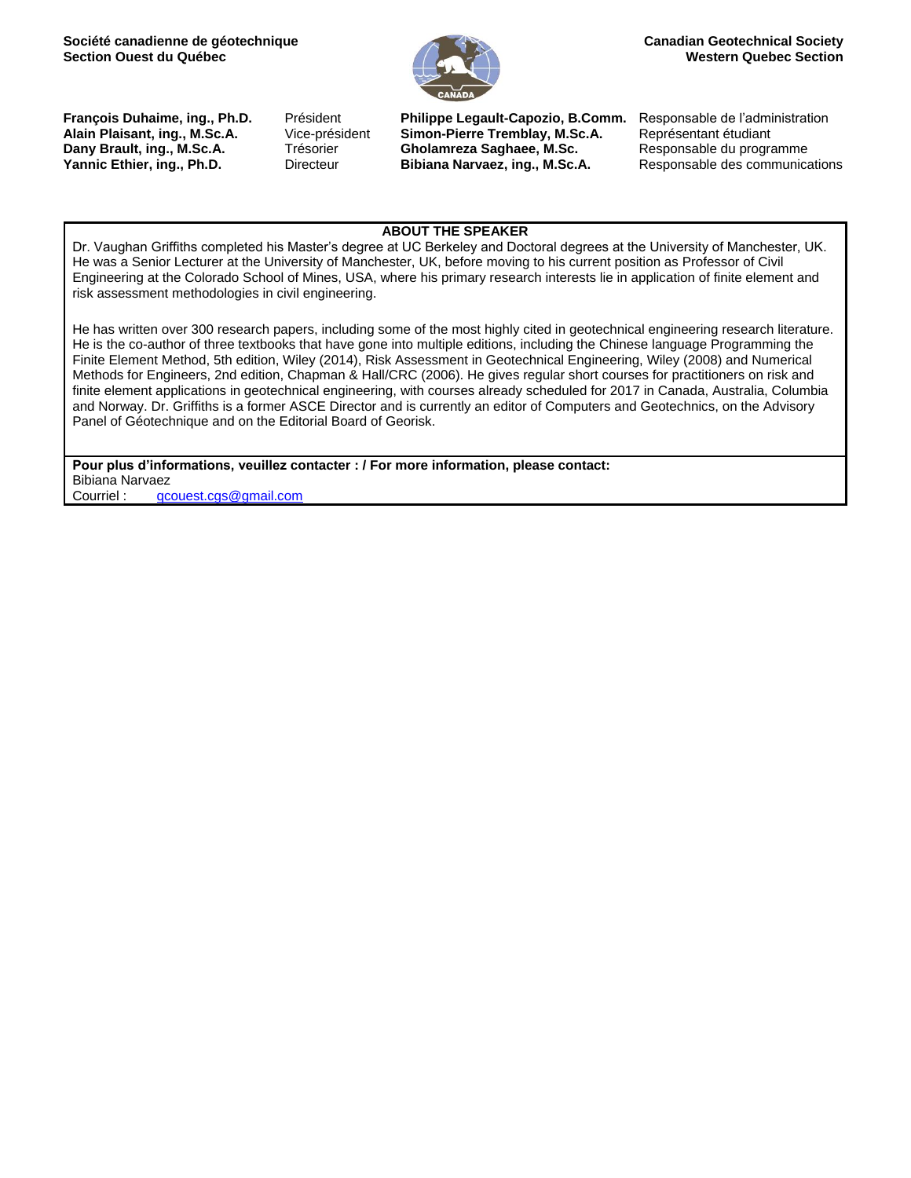**Société canadienne de géotechnique**
**Section Ouest du Québec**

**Canadian Geotechnical Society**
**Western Quebec Section**

| | | | |
|---|---|---|---|
| **François Duhaime, ing., Ph.D.** | Président | **Philippe Legault-Capozio, B.Comm.** | Responsable de l'administration |
| **Alain Plaisant, ing., M.Sc.A.** | Vice-président | **Simon-Pierre Tremblay, M.Sc.A.** | Représentant étudiant |
| **Dany Brault, ing., M.Sc.A.** | Trésorier | **Gholamreza Saghaee, M.Sc.** | Responsable du programme |
| **Yannic Ethier, ing., Ph.D.** | Directeur | **Bibiana Narvaez, ing., M.Sc.A.** | Responsable des communications |

## ABOUT THE SPEAKER

Dr. Vaughan Griffiths completed his Master's degree at UC Berkeley and Doctoral degrees at the University of Manchester, UK. He was a Senior Lecturer at the University of Manchester, UK, before moving to his current position as Professor of Civil Engineering at the Colorado School of Mines, USA, where his primary research interests lie in application of finite element and risk assessment methodologies in civil engineering.

He has written over 300 research papers, including some of the most highly cited in geotechnical engineering research literature. He is the co-author of three textbooks that have gone into multiple editions, including the Chinese language Programming the Finite Element Method, 5th edition, Wiley (2014), Risk Assessment in Geotechnical Engineering, Wiley (2008) and Numerical Methods for Engineers, 2nd edition, Chapman & Hall/CRC (2006). He gives regular short courses for practitioners on risk and finite element applications in geotechnical engineering, with courses already scheduled for 2017 in Canada, Australia, Columbia and Norway. Dr. Griffiths is a former ASCE Director and is currently an editor of Computers and Geotechnics, on the Advisory Panel of Géotechnique and on the Editorial Board of Georisk.

**Pour plus d'informations, veuillez contacter : / For more information, please contact:**
Bibiana Narvaez
Courriel : qcouest.cgs@gmail.com